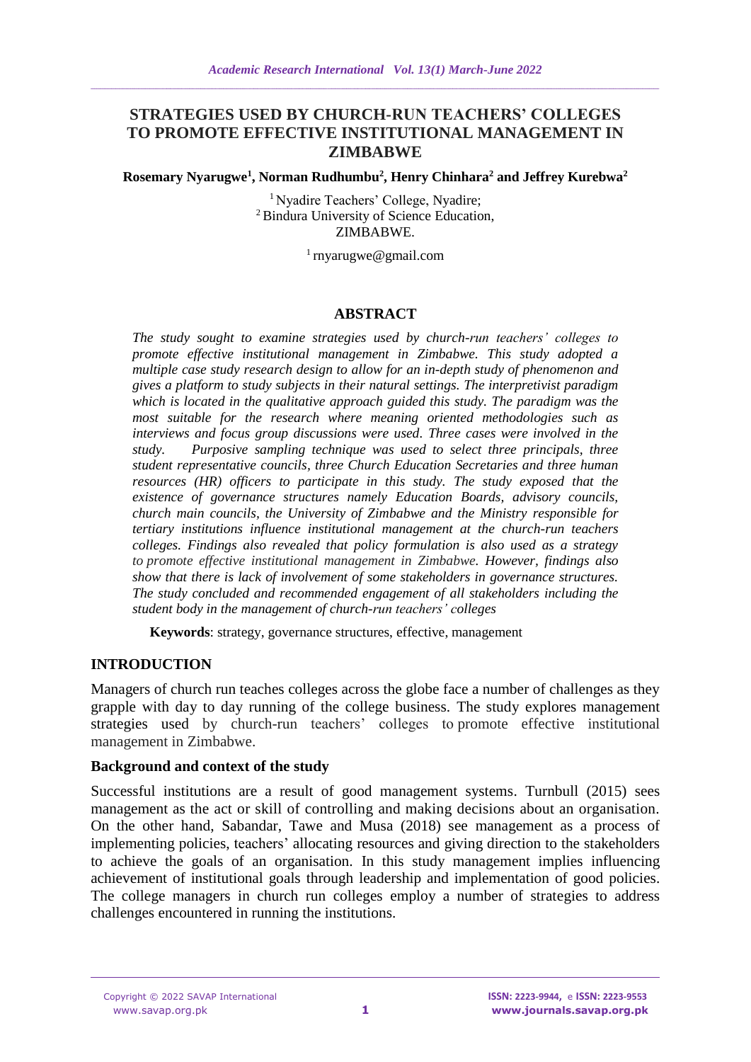# STRATEGIES USED BY CHURCH-RUN TEACHERS' COLLEGES TO PROMOTE EFFECTIVE INSTITUTIONAL MANAGEMENT IN ZIMBABWE

**Rosemary Nyarugwe[1], Norman Rudhumbu[2], Henry Chinhara[2] and Jeffrey Kurebwa[2]**

[1] Nyadire Teachers' College, Nyadire;
[2] Bindura University of Science Education,
ZIMBABWE.

[1] rnyarugwe@gmail.com

## ABSTRACT

*The study sought to examine strategies used by church-run teachers' colleges to promote effective institutional management in Zimbabwe. This study adopted a multiple case study research design to allow for an in-depth study of phenomenon and gives a platform to study subjects in their natural settings. The interpretivist paradigm which is located in the qualitative approach guided this study. The paradigm was the most suitable for the research where meaning oriented methodologies such as interviews and focus group discussions were used. Three cases were involved in the study. Purposive sampling technique was used to select three principals, three student representative councils, three Church Education Secretaries and three human resources (HR) officers to participate in this study. The study exposed that the existence of governance structures namely Education Boards, advisory councils, church main councils, the University of Zimbabwe and the Ministry responsible for tertiary institutions influence institutional management at the church-run teachers colleges. Findings also revealed that policy formulation is also used as a strategy to promote effective institutional management in Zimbabwe. However, findings also show that there is lack of involvement of some stakeholders in governance structures. The study concluded and recommended engagement of all stakeholders including the student body in the management of church-run teachers' colleges*

**Keywords**: strategy, governance structures, effective, management

## INTRODUCTION

Managers of church run teaches colleges across the globe face a number of challenges as they grapple with day to day running of the college business. The study explores management strategies used by church-run teachers' colleges to promote effective institutional management in Zimbabwe.

### Background and context of the study

Successful institutions are a result of good management systems. Turnbull (2015) sees management as the act or skill of controlling and making decisions about an organisation. On the other hand, Sabandar, Tawe and Musa (2018) see management as a process of implementing policies, teachers' allocating resources and giving direction to the stakeholders to achieve the goals of an organisation. In this study management implies influencing achievement of institutional goals through leadership and implementation of good policies. The college managers in church run colleges employ a number of strategies to address challenges encountered in running the institutions.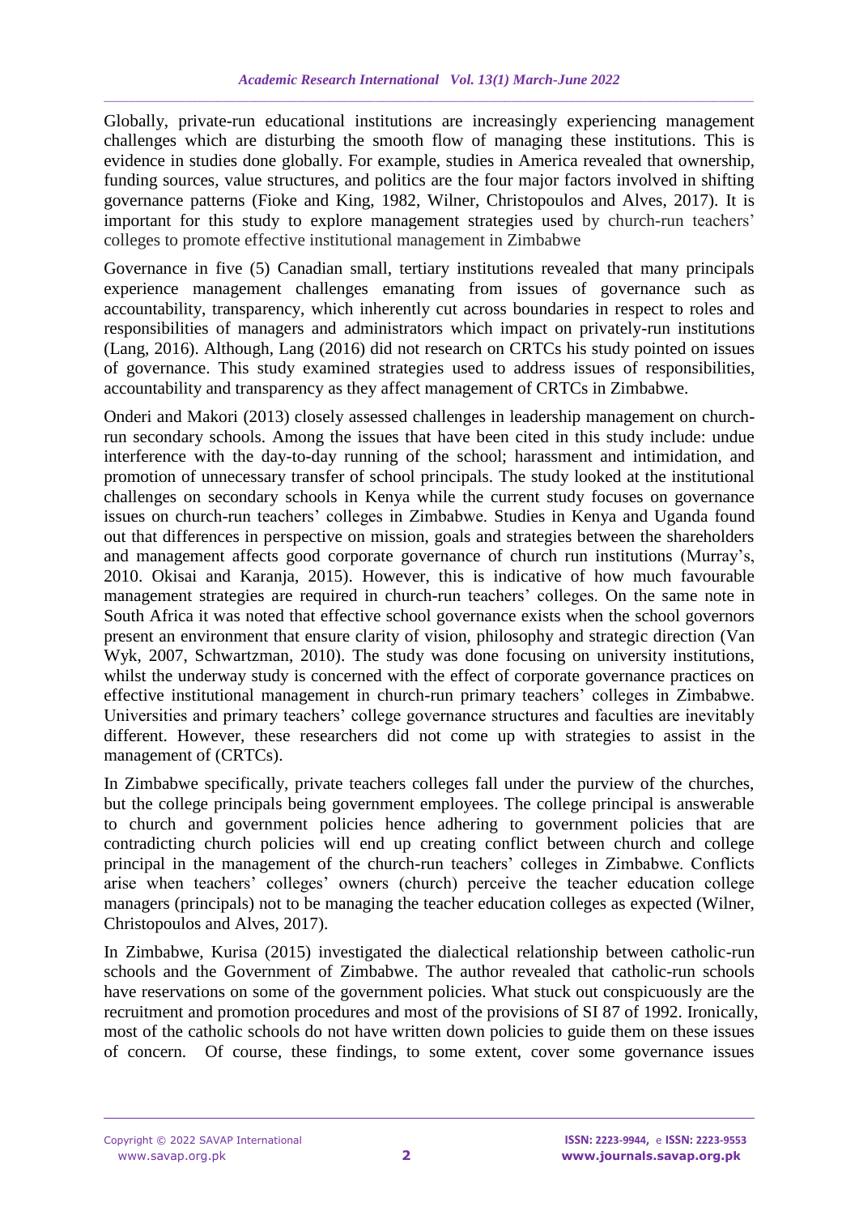Globally, private-run educational institutions are increasingly experiencing management challenges which are disturbing the smooth flow of managing these institutions. This is evidence in studies done globally. For example, studies in America revealed that ownership, funding sources, value structures, and politics are the four major factors involved in shifting governance patterns (Fioke and King, 1982, Wilner, Christopoulos and Alves, 2017). It is important for this study to explore management strategies used by church-run teachers' colleges to promote effective institutional management in Zimbabwe

Governance in five (5) Canadian small, tertiary institutions revealed that many principals experience management challenges emanating from issues of governance such as accountability, transparency, which inherently cut across boundaries in respect to roles and responsibilities of managers and administrators which impact on privately-run institutions (Lang, 2016). Although, Lang (2016) did not research on CRTCs his study pointed on issues of governance. This study examined strategies used to address issues of responsibilities, accountability and transparency as they affect management of CRTCs in Zimbabwe.

Onderi and Makori (2013) closely assessed challenges in leadership management on church-run secondary schools. Among the issues that have been cited in this study include: undue interference with the day-to-day running of the school; harassment and intimidation, and promotion of unnecessary transfer of school principals. The study looked at the institutional challenges on secondary schools in Kenya while the current study focuses on governance issues on church-run teachers' colleges in Zimbabwe. Studies in Kenya and Uganda found out that differences in perspective on mission, goals and strategies between the shareholders and management affects good corporate governance of church run institutions (Murray's, 2010. Okisai and Karanja, 2015). However, this is indicative of how much favourable management strategies are required in church-run teachers' colleges. On the same note in South Africa it was noted that effective school governance exists when the school governors present an environment that ensure clarity of vision, philosophy and strategic direction (Van Wyk, 2007, Schwartzman, 2010). The study was done focusing on university institutions, whilst the underway study is concerned with the effect of corporate governance practices on effective institutional management in church-run primary teachers' colleges in Zimbabwe. Universities and primary teachers' college governance structures and faculties are inevitably different. However, these researchers did not come up with strategies to assist in the management of (CRTCs).

In Zimbabwe specifically, private teachers colleges fall under the purview of the churches, but the college principals being government employees. The college principal is answerable to church and government policies hence adhering to government policies that are contradicting church policies will end up creating conflict between church and college principal in the management of the church-run teachers' colleges in Zimbabwe. Conflicts arise when teachers' colleges' owners (church) perceive the teacher education college managers (principals) not to be managing the teacher education colleges as expected (Wilner, Christopoulos and Alves, 2017).

In Zimbabwe, Kurisa (2015) investigated the dialectical relationship between catholic-run schools and the Government of Zimbabwe. The author revealed that catholic-run schools have reservations on some of the government policies. What stuck out conspicuously are the recruitment and promotion procedures and most of the provisions of SI 87 of 1992. Ironically, most of the catholic schools do not have written down policies to guide them on these issues of concern. Of course, these findings, to some extent, cover some governance issues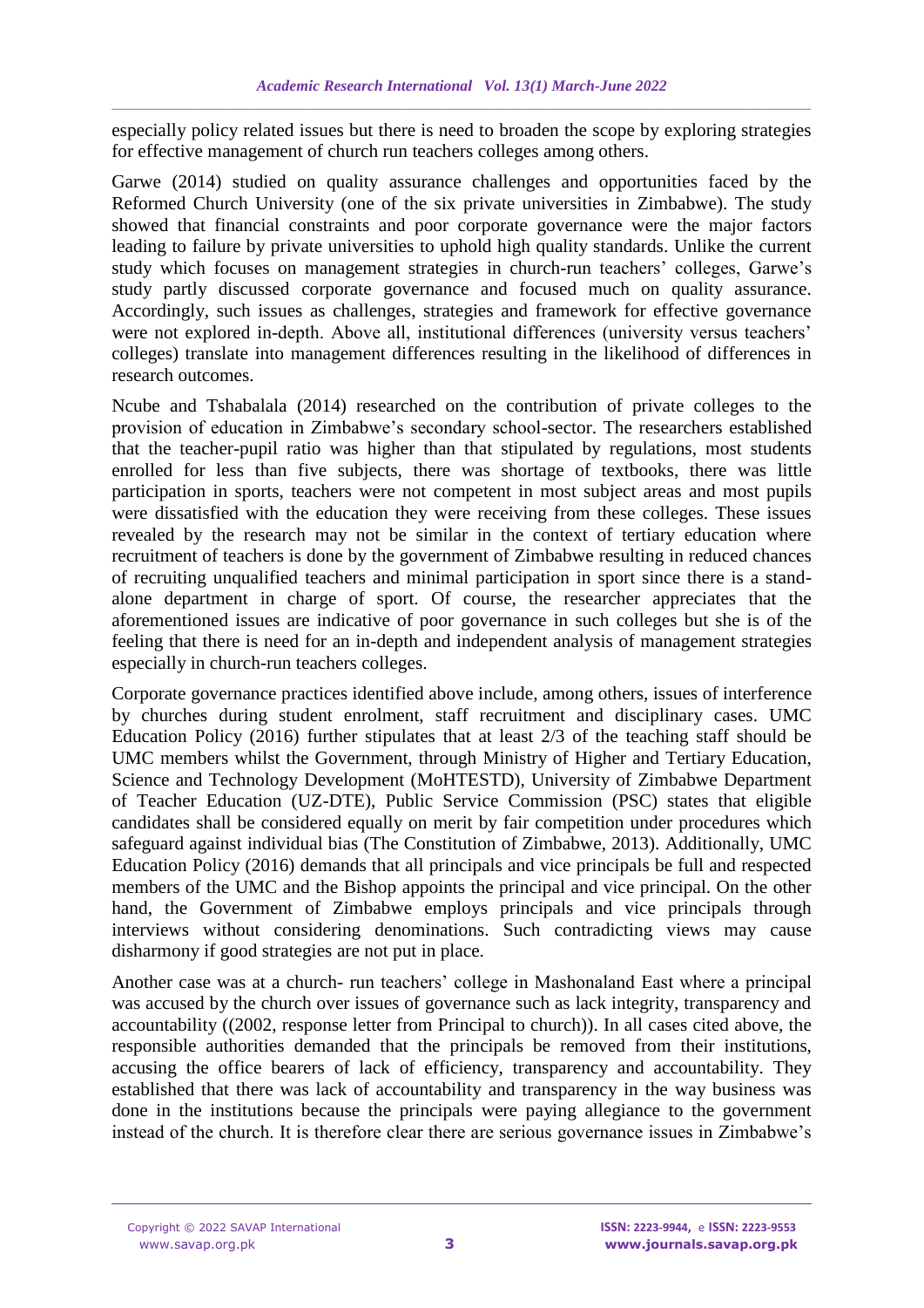especially policy related issues but there is need to broaden the scope by exploring strategies for effective management of church run teachers colleges among others.

Garwe (2014) studied on quality assurance challenges and opportunities faced by the Reformed Church University (one of the six private universities in Zimbabwe). The study showed that financial constraints and poor corporate governance were the major factors leading to failure by private universities to uphold high quality standards. Unlike the current study which focuses on management strategies in church-run teachers' colleges, Garwe's study partly discussed corporate governance and focused much on quality assurance. Accordingly, such issues as challenges, strategies and framework for effective governance were not explored in-depth. Above all, institutional differences (university versus teachers' colleges) translate into management differences resulting in the likelihood of differences in research outcomes.

Ncube and Tshabalala (2014) researched on the contribution of private colleges to the provision of education in Zimbabwe's secondary school-sector. The researchers established that the teacher-pupil ratio was higher than that stipulated by regulations, most students enrolled for less than five subjects, there was shortage of textbooks, there was little participation in sports, teachers were not competent in most subject areas and most pupils were dissatisfied with the education they were receiving from these colleges. These issues revealed by the research may not be similar in the context of tertiary education where recruitment of teachers is done by the government of Zimbabwe resulting in reduced chances of recruiting unqualified teachers and minimal participation in sport since there is a stand-alone department in charge of sport. Of course, the researcher appreciates that the aforementioned issues are indicative of poor governance in such colleges but she is of the feeling that there is need for an in-depth and independent analysis of management strategies especially in church-run teachers colleges.

Corporate governance practices identified above include, among others, issues of interference by churches during student enrolment, staff recruitment and disciplinary cases. UMC Education Policy (2016) further stipulates that at least 2/3 of the teaching staff should be UMC members whilst the Government, through Ministry of Higher and Tertiary Education, Science and Technology Development (MoHTESTD), University of Zimbabwe Department of Teacher Education (UZ-DTE), Public Service Commission (PSC) states that eligible candidates shall be considered equally on merit by fair competition under procedures which safeguard against individual bias (The Constitution of Zimbabwe, 2013). Additionally, UMC Education Policy (2016) demands that all principals and vice principals be full and respected members of the UMC and the Bishop appoints the principal and vice principal. On the other hand, the Government of Zimbabwe employs principals and vice principals through interviews without considering denominations. Such contradicting views may cause disharmony if good strategies are not put in place.

Another case was at a church- run teachers' college in Mashonaland East where a principal was accused by the church over issues of governance such as lack integrity, transparency and accountability ((2002, response letter from Principal to church)). In all cases cited above, the responsible authorities demanded that the principals be removed from their institutions, accusing the office bearers of lack of efficiency, transparency and accountability. They established that there was lack of accountability and transparency in the way business was done in the institutions because the principals were paying allegiance to the government instead of the church. It is therefore clear there are serious governance issues in Zimbabwe's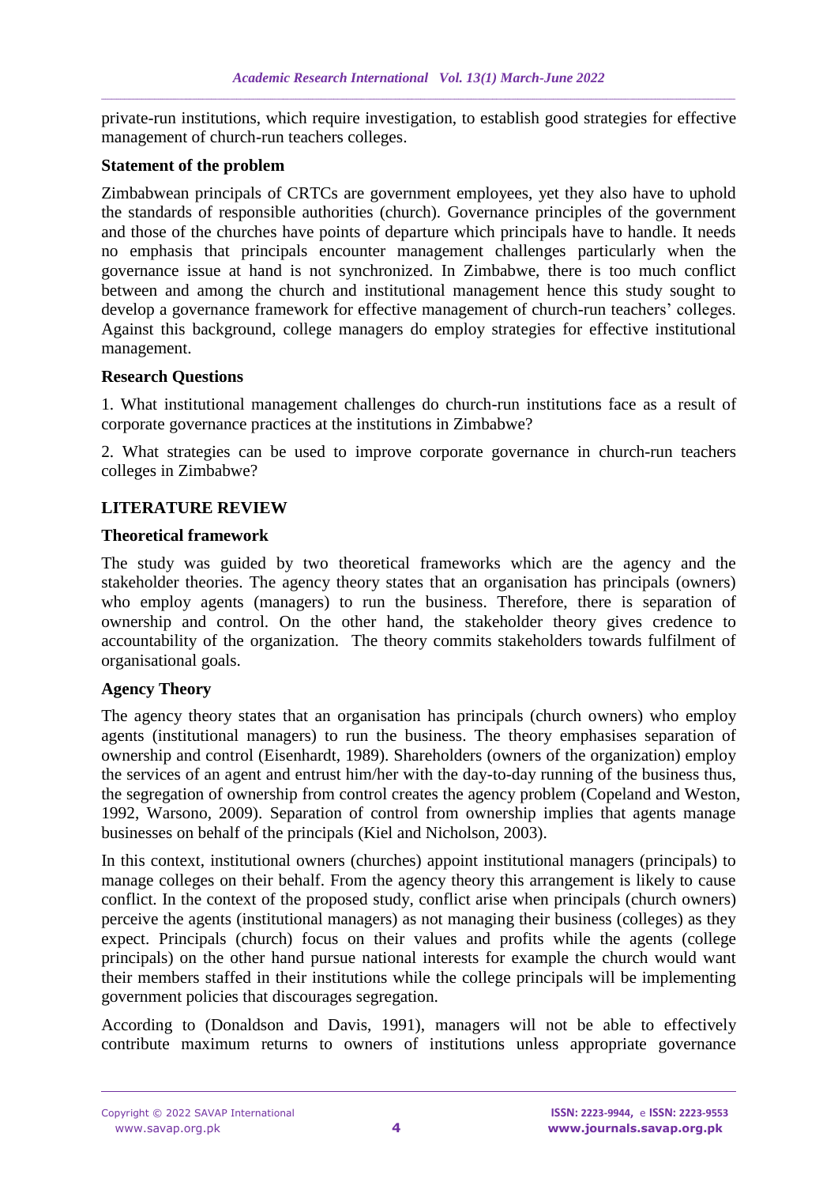private-run institutions, which require investigation, to establish good strategies for effective management of church-run teachers colleges.

### Statement of the problem

Zimbabwean principals of CRTCs are government employees, yet they also have to uphold the standards of responsible authorities (church). Governance principles of the government and those of the churches have points of departure which principals have to handle. It needs no emphasis that principals encounter management challenges particularly when the governance issue at hand is not synchronized. In Zimbabwe, there is too much conflict between and among the church and institutional management hence this study sought to develop a governance framework for effective management of church-run teachers' colleges. Against this background, college managers do employ strategies for effective institutional management.

### Research Questions

1. What institutional management challenges do church-run institutions face as a result of corporate governance practices at the institutions in Zimbabwe?

2. What strategies can be used to improve corporate governance in church-run teachers colleges in Zimbabwe?

## LITERATURE REVIEW

### Theoretical framework

The study was guided by two theoretical frameworks which are the agency and the stakeholder theories. The agency theory states that an organisation has principals (owners) who employ agents (managers) to run the business. Therefore, there is separation of ownership and control. On the other hand, the stakeholder theory gives credence to accountability of the organization. The theory commits stakeholders towards fulfilment of organisational goals.

### Agency Theory

The agency theory states that an organisation has principals (church owners) who employ agents (institutional managers) to run the business. The theory emphasises separation of ownership and control (Eisenhardt, 1989). Shareholders (owners of the organization) employ the services of an agent and entrust him/her with the day-to-day running of the business thus, the segregation of ownership from control creates the agency problem (Copeland and Weston, 1992, Warsono, 2009). Separation of control from ownership implies that agents manage businesses on behalf of the principals (Kiel and Nicholson, 2003).

In this context, institutional owners (churches) appoint institutional managers (principals) to manage colleges on their behalf. From the agency theory this arrangement is likely to cause conflict. In the context of the proposed study, conflict arise when principals (church owners) perceive the agents (institutional managers) as not managing their business (colleges) as they expect. Principals (church) focus on their values and profits while the agents (college principals) on the other hand pursue national interests for example the church would want their members staffed in their institutions while the college principals will be implementing government policies that discourages segregation.

According to (Donaldson and Davis, 1991), managers will not be able to effectively contribute maximum returns to owners of institutions unless appropriate governance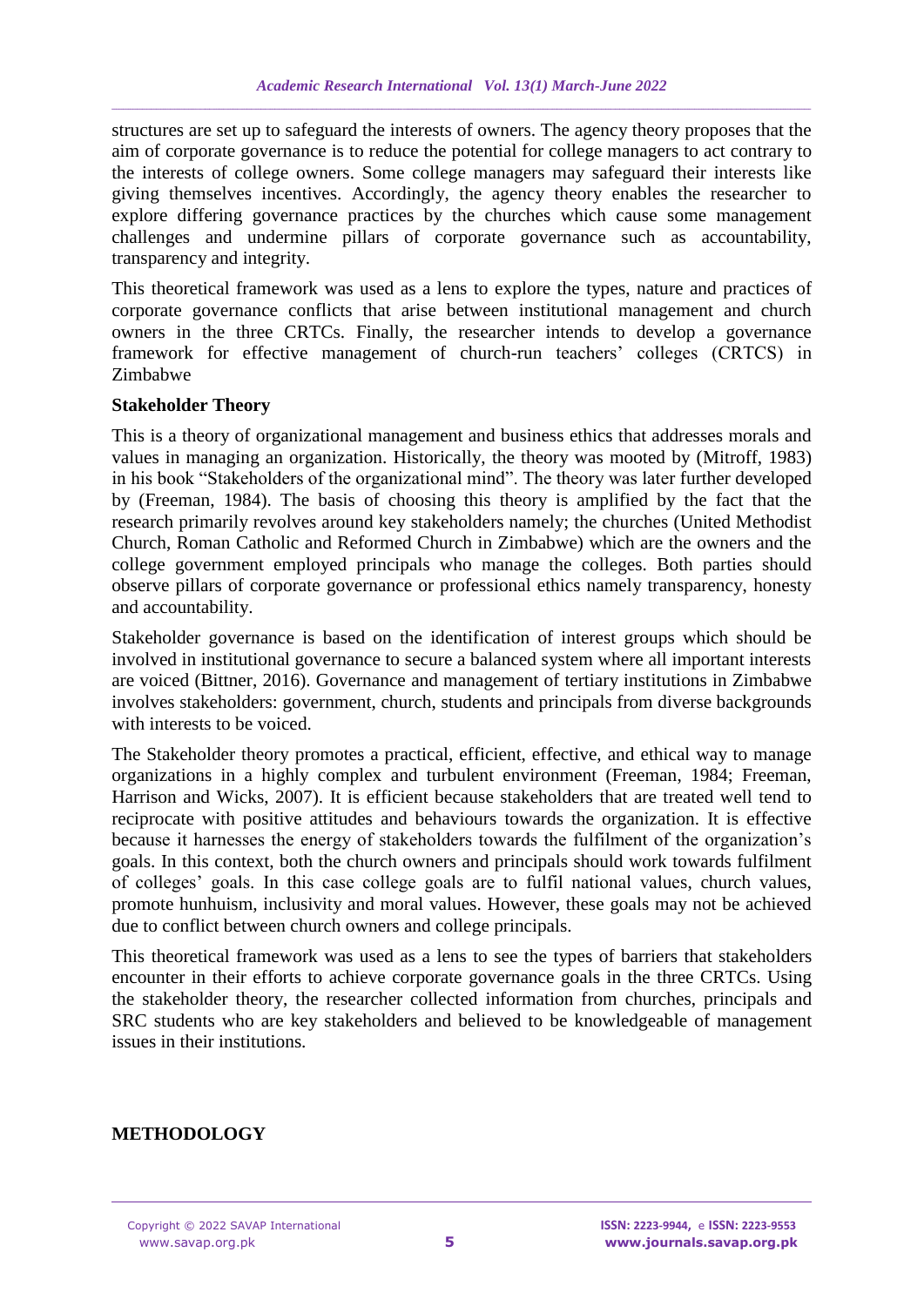structures are set up to safeguard the interests of owners. The agency theory proposes that the aim of corporate governance is to reduce the potential for college managers to act contrary to the interests of college owners. Some college managers may safeguard their interests like giving themselves incentives. Accordingly, the agency theory enables the researcher to explore differing governance practices by the churches which cause some management challenges and undermine pillars of corporate governance such as accountability, transparency and integrity.

This theoretical framework was used as a lens to explore the types, nature and practices of corporate governance conflicts that arise between institutional management and church owners in the three CRTCs. Finally, the researcher intends to develop a governance framework for effective management of church-run teachers' colleges (CRTCS) in Zimbabwe

**Stakeholder Theory**

This is a theory of organizational management and business ethics that addresses morals and values in managing an organization. Historically, the theory was mooted by (Mitroff, 1983) in his book "Stakeholders of the organizational mind". The theory was later further developed by (Freeman, 1984). The basis of choosing this theory is amplified by the fact that the research primarily revolves around key stakeholders namely; the churches (United Methodist Church, Roman Catholic and Reformed Church in Zimbabwe) which are the owners and the college government employed principals who manage the colleges. Both parties should observe pillars of corporate governance or professional ethics namely transparency, honesty and accountability.

Stakeholder governance is based on the identification of interest groups which should be involved in institutional governance to secure a balanced system where all important interests are voiced (Bittner, 2016). Governance and management of tertiary institutions in Zimbabwe involves stakeholders: government, church, students and principals from diverse backgrounds with interests to be voiced.

The Stakeholder theory promotes a practical, efficient, effective, and ethical way to manage organizations in a highly complex and turbulent environment (Freeman, 1984; Freeman, Harrison and Wicks, 2007). It is efficient because stakeholders that are treated well tend to reciprocate with positive attitudes and behaviours towards the organization. It is effective because it harnesses the energy of stakeholders towards the fulfilment of the organization's goals. In this context, both the church owners and principals should work towards fulfilment of colleges' goals. In this case college goals are to fulfil national values, church values, promote hunhuism, inclusivity and moral values. However, these goals may not be achieved due to conflict between church owners and college principals.

This theoretical framework was used as a lens to see the types of barriers that stakeholders encounter in their efforts to achieve corporate governance goals in the three CRTCs. Using the stakeholder theory, the researcher collected information from churches, principals and SRC students who are key stakeholders and believed to be knowledgeable of management issues in their institutions.

## METHODOLOGY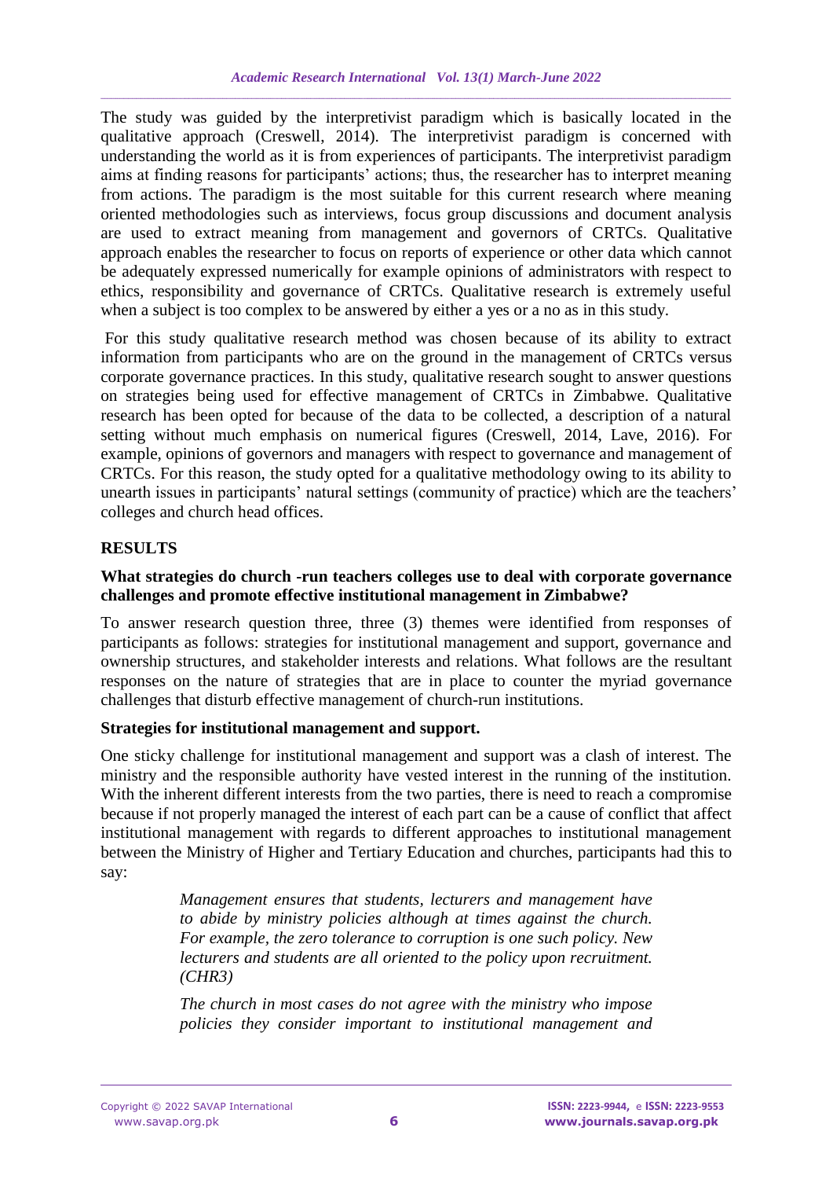The study was guided by the interpretivist paradigm which is basically located in the qualitative approach (Creswell, 2014). The interpretivist paradigm is concerned with understanding the world as it is from experiences of participants. The interpretivist paradigm aims at finding reasons for participants' actions; thus, the researcher has to interpret meaning from actions. The paradigm is the most suitable for this current research where meaning oriented methodologies such as interviews, focus group discussions and document analysis are used to extract meaning from management and governors of CRTCs. Qualitative approach enables the researcher to focus on reports of experience or other data which cannot be adequately expressed numerically for example opinions of administrators with respect to ethics, responsibility and governance of CRTCs. Qualitative research is extremely useful when a subject is too complex to be answered by either a yes or a no as in this study.

For this study qualitative research method was chosen because of its ability to extract information from participants who are on the ground in the management of CRTCs versus corporate governance practices. In this study, qualitative research sought to answer questions on strategies being used for effective management of CRTCs in Zimbabwe. Qualitative research has been opted for because of the data to be collected, a description of a natural setting without much emphasis on numerical figures (Creswell, 2014, Lave, 2016). For example, opinions of governors and managers with respect to governance and management of CRTCs. For this reason, the study opted for a qualitative methodology owing to its ability to unearth issues in participants' natural settings (community of practice) which are the teachers' colleges and church head offices.

## RESULTS

### What strategies do church -run teachers colleges use to deal with corporate governance challenges and promote effective institutional management in Zimbabwe?

To answer research question three, three (3) themes were identified from responses of participants as follows: strategies for institutional management and support, governance and ownership structures, and stakeholder interests and relations. What follows are the resultant responses on the nature of strategies that are in place to counter the myriad governance challenges that disturb effective management of church-run institutions.

### Strategies for institutional management and support.

One sticky challenge for institutional management and support was a clash of interest. The ministry and the responsible authority have vested interest in the running of the institution. With the inherent different interests from the two parties, there is need to reach a compromise because if not properly managed the interest of each part can be a cause of conflict that affect institutional management with regards to different approaches to institutional management between the Ministry of Higher and Tertiary Education and churches, participants had this to say:

> *Management ensures that students, lecturers and management have to abide by ministry policies although at times against the church. For example, the zero tolerance to corruption is one such policy. New lecturers and students are all oriented to the policy upon recruitment. (CHR3)*

> *The church in most cases do not agree with the ministry who impose policies they consider important to institutional management and*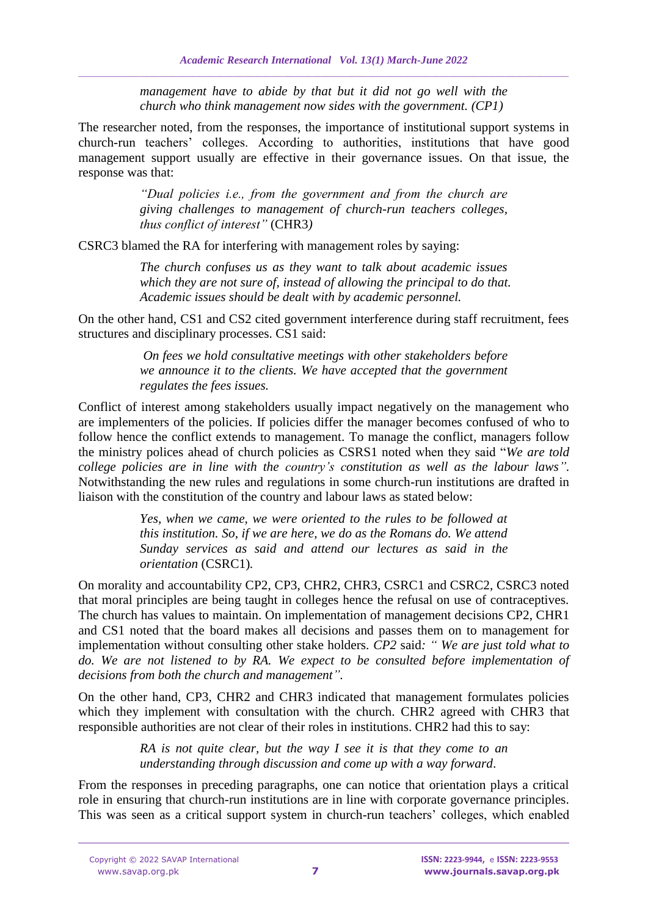> *management have to abide by that but it did not go well with the church who think management now sides with the government. (CP1)*

The researcher noted, from the responses, the importance of institutional support systems in church-run teachers' colleges. According to authorities, institutions that have good management support usually are effective in their governance issues. On that issue, the response was that:

> *"Dual policies i.e., from the government and from the church are giving challenges to management of church-run teachers colleges, thus conflict of interest"* (CHR3)

CSRC3 blamed the RA for interfering with management roles by saying:

> *The church confuses us as they want to talk about academic issues which they are not sure of, instead of allowing the principal to do that. Academic issues should be dealt with by academic personnel.*

On the other hand, CS1 and CS2 cited government interference during staff recruitment, fees structures and disciplinary processes. CS1 said:

> *On fees we hold consultative meetings with other stakeholders before we announce it to the clients. We have accepted that the government regulates the fees issues.*

Conflict of interest among stakeholders usually impact negatively on the management who are implementers of the policies. If policies differ the manager becomes confused of who to follow hence the conflict extends to management. To manage the conflict, managers follow the ministry polices ahead of church policies as CSRS1 noted when they said "*We are told college policies are in line with the country's constitution as well as the labour laws"*. Notwithstanding the new rules and regulations in some church-run institutions are drafted in liaison with the constitution of the country and labour laws as stated below:

> *Yes, when we came, we were oriented to the rules to be followed at this institution. So, if we are here, we do as the Romans do. We attend Sunday services as said and attend our lectures as said in the orientation* (CSRC1)*.*

On morality and accountability CP2, CP3, CHR2, CHR3, CSRC1 and CSRC2, CSRC3 noted that moral principles are being taught in colleges hence the refusal on use of contraceptives. The church has values to maintain. On implementation of management decisions CP2, CHR1 and CS1 noted that the board makes all decisions and passes them on to management for implementation without consulting other stake holders. *CP2* said*: " We are just told what to do. We are not listened to by RA. We expect to be consulted before implementation of decisions from both the church and management".*

On the other hand, CP3, CHR2 and CHR3 indicated that management formulates policies which they implement with consultation with the church. CHR2 agreed with CHR3 that responsible authorities are not clear of their roles in institutions. CHR2 had this to say:

> *RA is not quite clear, but the way I see it is that they come to an understanding through discussion and come up with a way forward*.

From the responses in preceding paragraphs, one can notice that orientation plays a critical role in ensuring that church-run institutions are in line with corporate governance principles. This was seen as a critical support system in church-run teachers' colleges, which enabled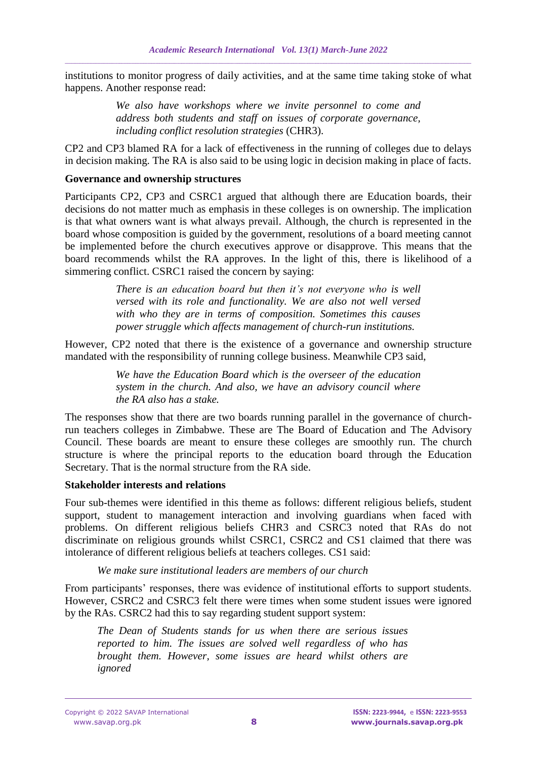institutions to monitor progress of daily activities, and at the same time taking stoke of what happens. Another response read:

> *We also have workshops where we invite personnel to come and address both students and staff on issues of corporate governance, including conflict resolution strategies* (CHR3).

CP2 and CP3 blamed RA for a lack of effectiveness in the running of colleges due to delays in decision making. The RA is also said to be using logic in decision making in place of facts.

**Governance and ownership structures**

Participants CP2, CP3 and CSRC1 argued that although there are Education boards, their decisions do not matter much as emphasis in these colleges is on ownership. The implication is that what owners want is what always prevail. Although, the church is represented in the board whose composition is guided by the government, resolutions of a board meeting cannot be implemented before the church executives approve or disapprove. This means that the board recommends whilst the RA approves. In the light of this, there is likelihood of a simmering conflict. CSRC1 raised the concern by saying:

> *There is an education board but then it's not everyone who is well versed with its role and functionality. We are also not well versed with who they are in terms of composition. Sometimes this causes power struggle which affects management of church-run institutions.*

However, CP2 noted that there is the existence of a governance and ownership structure mandated with the responsibility of running college business. Meanwhile CP3 said,

> *We have the Education Board which is the overseer of the education system in the church. And also, we have an advisory council where the RA also has a stake.*

The responses show that there are two boards running parallel in the governance of church-run teachers colleges in Zimbabwe. These are The Board of Education and The Advisory Council. These boards are meant to ensure these colleges are smoothly run. The church structure is where the principal reports to the education board through the Education Secretary. That is the normal structure from the RA side.

**Stakeholder interests and relations**

Four sub-themes were identified in this theme as follows: different religious beliefs, student support, student to management interaction and involving guardians when faced with problems. On different religious beliefs CHR3 and CSRC3 noted that RAs do not discriminate on religious grounds whilst CSRC1, CSRC2 and CS1 claimed that there was intolerance of different religious beliefs at teachers colleges. CS1 said:

> *We make sure institutional leaders are members of our church*

From participants' responses, there was evidence of institutional efforts to support students. However, CSRC2 and CSRC3 felt there were times when some student issues were ignored by the RAs. CSRC2 had this to say regarding student support system:

> *The Dean of Students stands for us when there are serious issues reported to him. The issues are solved well regardless of who has brought them. However, some issues are heard whilst others are ignored*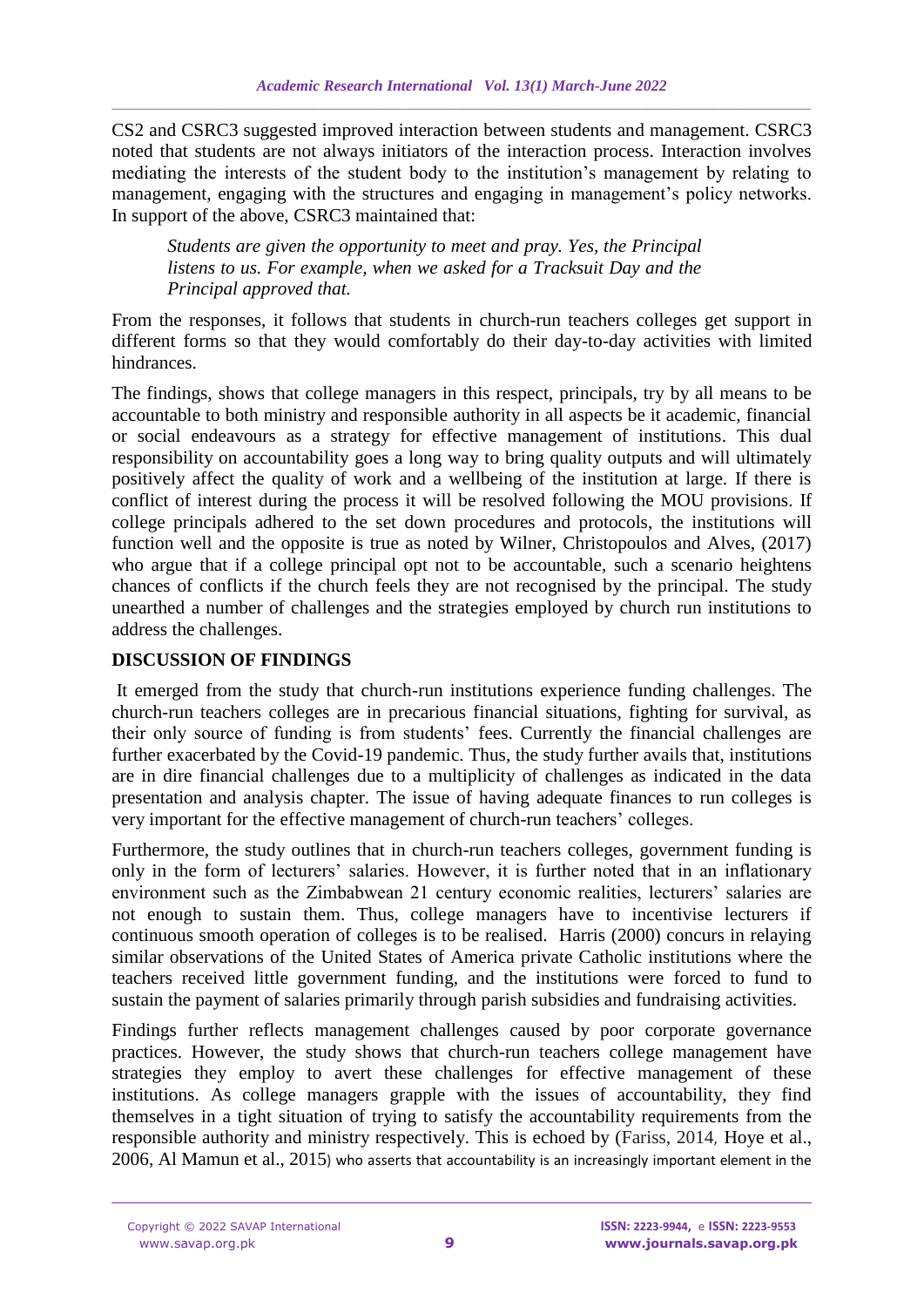CS2 and CSRC3 suggested improved interaction between students and management. CSRC3 noted that students are not always initiators of the interaction process. Interaction involves mediating the interests of the student body to the institution's management by relating to management, engaging with the structures and engaging in management's policy networks. In support of the above, CSRC3 maintained that:

> *Students are given the opportunity to meet and pray. Yes, the Principal listens to us. For example, when we asked for a Tracksuit Day and the Principal approved that.*

From the responses, it follows that students in church-run teachers colleges get support in different forms so that they would comfortably do their day-to-day activities with limited hindrances.

The findings, shows that college managers in this respect, principals, try by all means to be accountable to both ministry and responsible authority in all aspects be it academic, financial or social endeavours as a strategy for effective management of institutions. This dual responsibility on accountability goes a long way to bring quality outputs and will ultimately positively affect the quality of work and a wellbeing of the institution at large. If there is conflict of interest during the process it will be resolved following the MOU provisions. If college principals adhered to the set down procedures and protocols, the institutions will function well and the opposite is true as noted by Wilner, Christopoulos and Alves, (2017) who argue that if a college principal opt not to be accountable, such a scenario heightens chances of conflicts if the church feels they are not recognised by the principal. The study unearthed a number of challenges and the strategies employed by church run institutions to address the challenges.

## DISCUSSION OF FINDINGS

It emerged from the study that church-run institutions experience funding challenges. The church-run teachers colleges are in precarious financial situations, fighting for survival, as their only source of funding is from students' fees. Currently the financial challenges are further exacerbated by the Covid-19 pandemic. Thus, the study further avails that, institutions are in dire financial challenges due to a multiplicity of challenges as indicated in the data presentation and analysis chapter. The issue of having adequate finances to run colleges is very important for the effective management of church-run teachers' colleges.

Furthermore, the study outlines that in church-run teachers colleges, government funding is only in the form of lecturers' salaries. However, it is further noted that in an inflationary environment such as the Zimbabwean 21 century economic realities, lecturers' salaries are not enough to sustain them. Thus, college managers have to incentivise lecturers if continuous smooth operation of colleges is to be realised. Harris (2000) concurs in relaying similar observations of the United States of America private Catholic institutions where the teachers received little government funding, and the institutions were forced to fund to sustain the payment of salaries primarily through parish subsidies and fundraising activities.

Findings further reflects management challenges caused by poor corporate governance practices. However, the study shows that church-run teachers college management have strategies they employ to avert these challenges for effective management of these institutions. As college managers grapple with the issues of accountability, they find themselves in a tight situation of trying to satisfy the accountability requirements from the responsible authority and ministry respectively. This is echoed by (Fariss, 2014, Hoye et al., 2006, Al Mamun et al., 2015) who asserts that accountability is an increasingly important element in the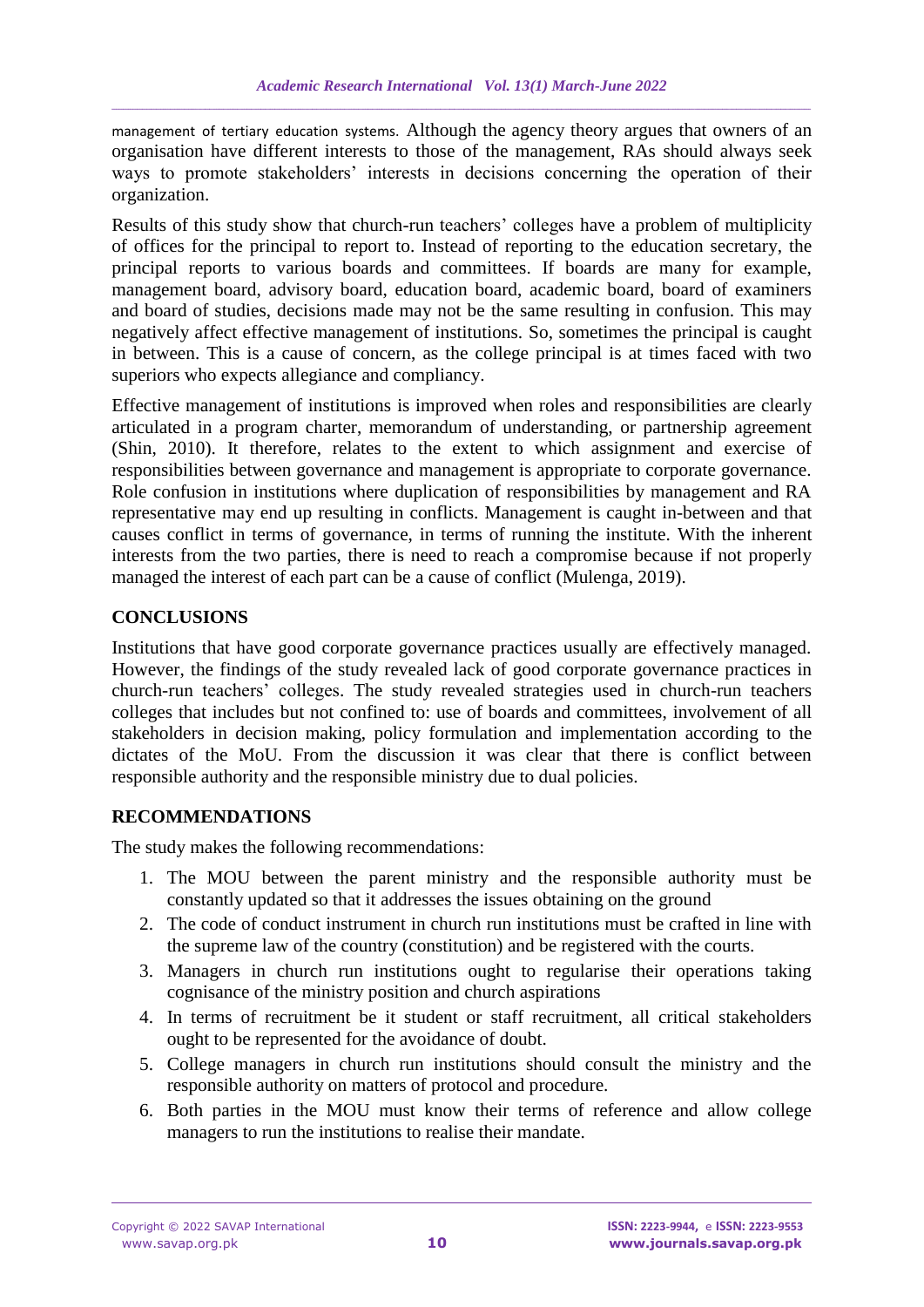management of tertiary education systems. Although the agency theory argues that owners of an organisation have different interests to those of the management, RAs should always seek ways to promote stakeholders' interests in decisions concerning the operation of their organization.

Results of this study show that church-run teachers' colleges have a problem of multiplicity of offices for the principal to report to. Instead of reporting to the education secretary, the principal reports to various boards and committees. If boards are many for example, management board, advisory board, education board, academic board, board of examiners and board of studies, decisions made may not be the same resulting in confusion. This may negatively affect effective management of institutions. So, sometimes the principal is caught in between. This is a cause of concern, as the college principal is at times faced with two superiors who expects allegiance and compliancy.

Effective management of institutions is improved when roles and responsibilities are clearly articulated in a program charter, memorandum of understanding, or partnership agreement (Shin, 2010). It therefore, relates to the extent to which assignment and exercise of responsibilities between governance and management is appropriate to corporate governance. Role confusion in institutions where duplication of responsibilities by management and RA representative may end up resulting in conflicts. Management is caught in-between and that causes conflict in terms of governance, in terms of running the institute. With the inherent interests from the two parties, there is need to reach a compromise because if not properly managed the interest of each part can be a cause of conflict (Mulenga, 2019).

## CONCLUSIONS

Institutions that have good corporate governance practices usually are effectively managed. However, the findings of the study revealed lack of good corporate governance practices in church-run teachers' colleges. The study revealed strategies used in church-run teachers colleges that includes but not confined to: use of boards and committees, involvement of all stakeholders in decision making, policy formulation and implementation according to the dictates of the MoU. From the discussion it was clear that there is conflict between responsible authority and the responsible ministry due to dual policies.

## RECOMMENDATIONS

The study makes the following recommendations:

1. The MOU between the parent ministry and the responsible authority must be constantly updated so that it addresses the issues obtaining on the ground
2. The code of conduct instrument in church run institutions must be crafted in line with the supreme law of the country (constitution) and be registered with the courts.
3. Managers in church run institutions ought to regularise their operations taking cognisance of the ministry position and church aspirations
4. In terms of recruitment be it student or staff recruitment, all critical stakeholders ought to be represented for the avoidance of doubt.
5. College managers in church run institutions should consult the ministry and the responsible authority on matters of protocol and procedure.
6. Both parties in the MOU must know their terms of reference and allow college managers to run the institutions to realise their mandate.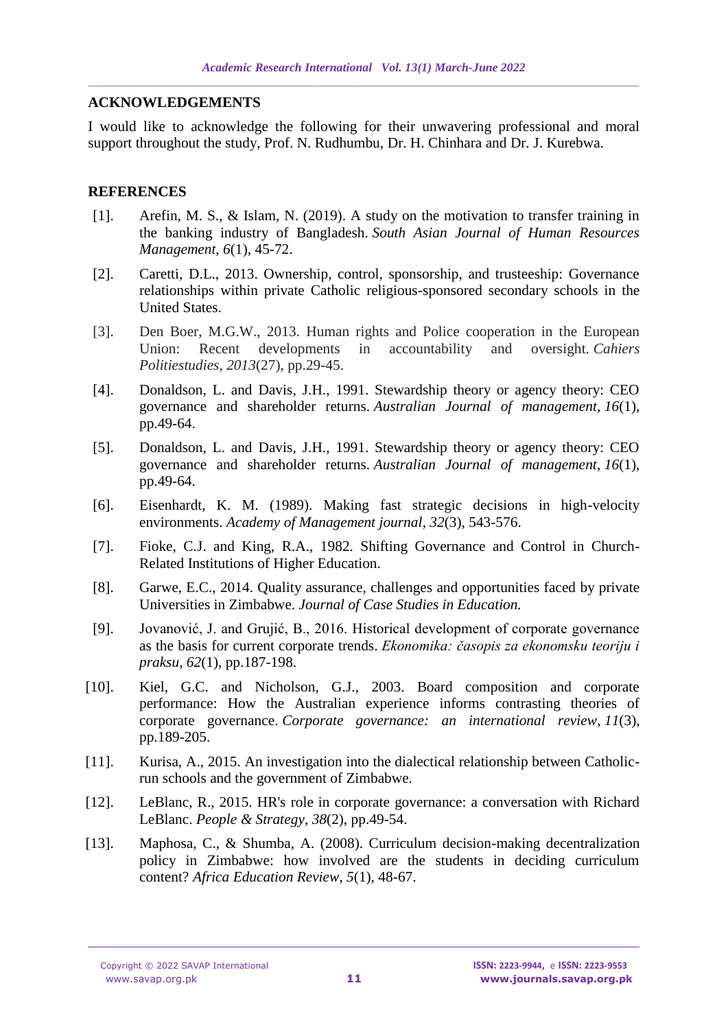## ACKNOWLEDGEMENTS

I would like to acknowledge the following for their unwavering professional and moral support throughout the study, Prof. N. Rudhumbu, Dr. H. Chinhara and Dr. J. Kurebwa.

## REFERENCES

[1]. Arefin, M. S., & Islam, N. (2019). A study on the motivation to transfer training in the banking industry of Bangladesh. *South Asian Journal of Human Resources Management*, *6*(1), 45-72.

[2]. Caretti, D.L., 2013. Ownership, control, sponsorship, and trusteeship: Governance relationships within private Catholic religious-sponsored secondary schools in the United States.

[3]. Den Boer, M.G.W., 2013. Human rights and Police cooperation in the European Union: Recent developments in accountability and oversight. *Cahiers Politiestudies*, *2013*(27), pp.29-45.

[4]. Donaldson, L. and Davis, J.H., 1991. Stewardship theory or agency theory: CEO governance and shareholder returns. *Australian Journal of management*, *16*(1), pp.49-64.

[5]. Donaldson, L. and Davis, J.H., 1991. Stewardship theory or agency theory: CEO governance and shareholder returns. *Australian Journal of management*, *16*(1), pp.49-64.

[6]. Eisenhardt, K. M. (1989). Making fast strategic decisions in high-velocity environments. *Academy of Management journal*, *32*(3), 543-576.

[7]. Fioke, C.J. and King, R.A., 1982. Shifting Governance and Control in Church-Related Institutions of Higher Education.

[8]. Garwe, E.C., 2014. Quality assurance, challenges and opportunities faced by private Universities in Zimbabwe. *Journal of Case Studies in Education.*

[9]. Jovanović, J. and Grujić, B., 2016. Historical development of corporate governance as the basis for current corporate trends. *Ekonomika: časopis za ekonomsku teoriju i praksu*, *62*(1), pp.187-198.

[10]. Kiel, G.C. and Nicholson, G.J., 2003. Board composition and corporate performance: How the Australian experience informs contrasting theories of corporate governance. *Corporate governance: an international review*, *11*(3), pp.189-205.

[11]. Kurisa, A., 2015. An investigation into the dialectical relationship between Catholic-run schools and the government of Zimbabwe.

[12]. LeBlanc, R., 2015. HR's role in corporate governance: a conversation with Richard LeBlanc. *People & Strategy*, *38*(2), pp.49-54.

[13]. Maphosa, C., & Shumba, A. (2008). Curriculum decision-making decentralization policy in Zimbabwe: how involved are the students in deciding curriculum content? *Africa Education Review*, *5*(1), 48-67.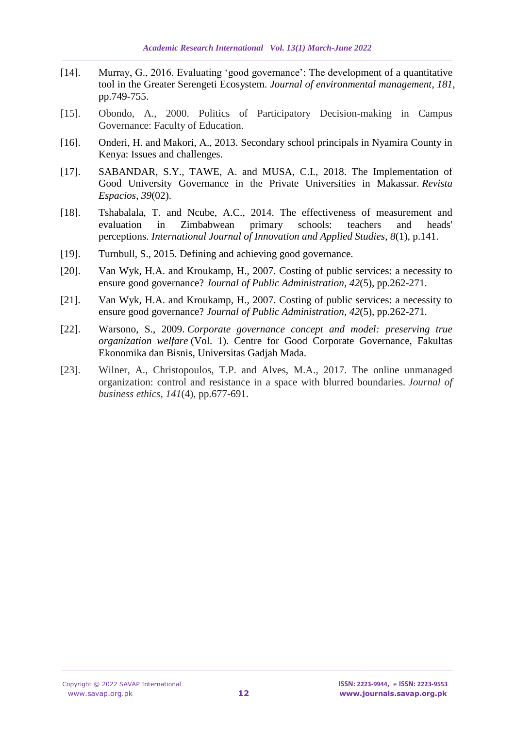[14]. Murray, G., 2016. Evaluating 'good governance': The development of a quantitative tool in the Greater Serengeti Ecosystem. *Journal of environmental management*, *181*, pp.749-755.

[15]. Obondo, A., 2000. Politics of Participatory Decision-making in Campus Governance: Faculty of Education.

[16]. Onderi, H. and Makori, A., 2013. Secondary school principals in Nyamira County in Kenya: Issues and challenges.

[17]. SABANDAR, S.Y., TAWE, A. and MUSA, C.I., 2018. The Implementation of Good University Governance in the Private Universities in Makassar. *Revista Espacios*, *39*(02).

[18]. Tshabalala, T. and Ncube, A.C., 2014. The effectiveness of measurement and evaluation in Zimbabwean primary schools: teachers and heads' perceptions. *International Journal of Innovation and Applied Studies*, *8*(1), p.141.

[19]. Turnbull, S., 2015. Defining and achieving good governance.

[20]. Van Wyk, H.A. and Kroukamp, H., 2007. Costing of public services: a necessity to ensure good governance? *Journal of Public Administration*, *42*(5), pp.262-271.

[21]. Van Wyk, H.A. and Kroukamp, H., 2007. Costing of public services: a necessity to ensure good governance? *Journal of Public Administration*, *42*(5), pp.262-271.

[22]. Warsono, S., 2009. *Corporate governance concept and model: preserving true organization welfare* (Vol. 1). Centre for Good Corporate Governance, Fakultas Ekonomika dan Bisnis, Universitas Gadjah Mada.

[23]. Wilner, A., Christopoulos, T.P. and Alves, M.A., 2017. The online unmanaged organization: control and resistance in a space with blurred boundaries. *Journal of business ethics*, *141*(4), pp.677-691.